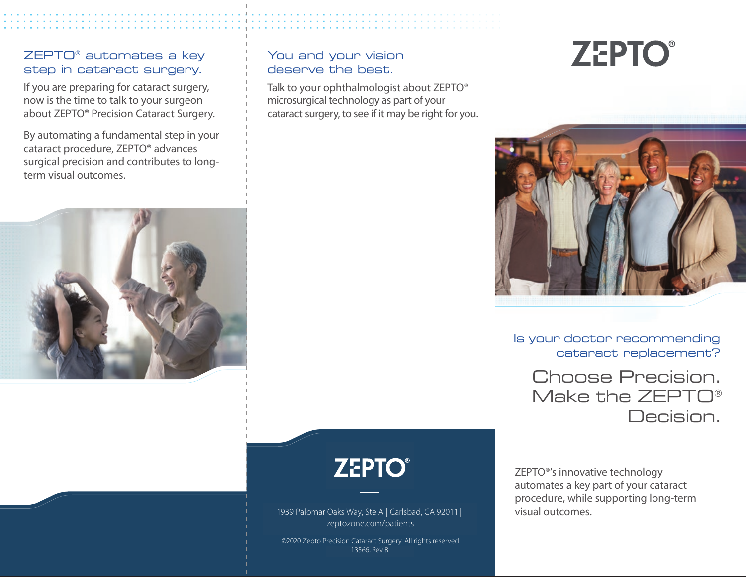## ZEPTO® automates a key step in cataract surgery.

If you are preparing for cataract surgery, now is the time to talk to your surgeon about ZEPTO® Precision Cataract Surgery.

By automating a fundamental step in your cataract procedure, ZEPTO® advances surgical precision and contributes to long-term visual outcomes.

## You and your vision deserve the best.

Talk to your ophthalmologist about ZEPTO® microsurgical technology as part of your cataract surgery, to see if it may be right for you.

**ZEPTO®**

1939 Palomar Oaks Way, Ste A | Carlsbad, CA 92011 | zeptozone.com/patients

©2020 Zepto Precision Cataract Surgery. All rights reserved. 13566, Rev B

# ZEPTO®

## Is your doctor recommending cataract replacement?

# Choose Precision. Make the ZEPTO® Decision.

ZEPTO®'s innovative technology automates a key part of your cataract procedure, while supporting long-term visual outcomes.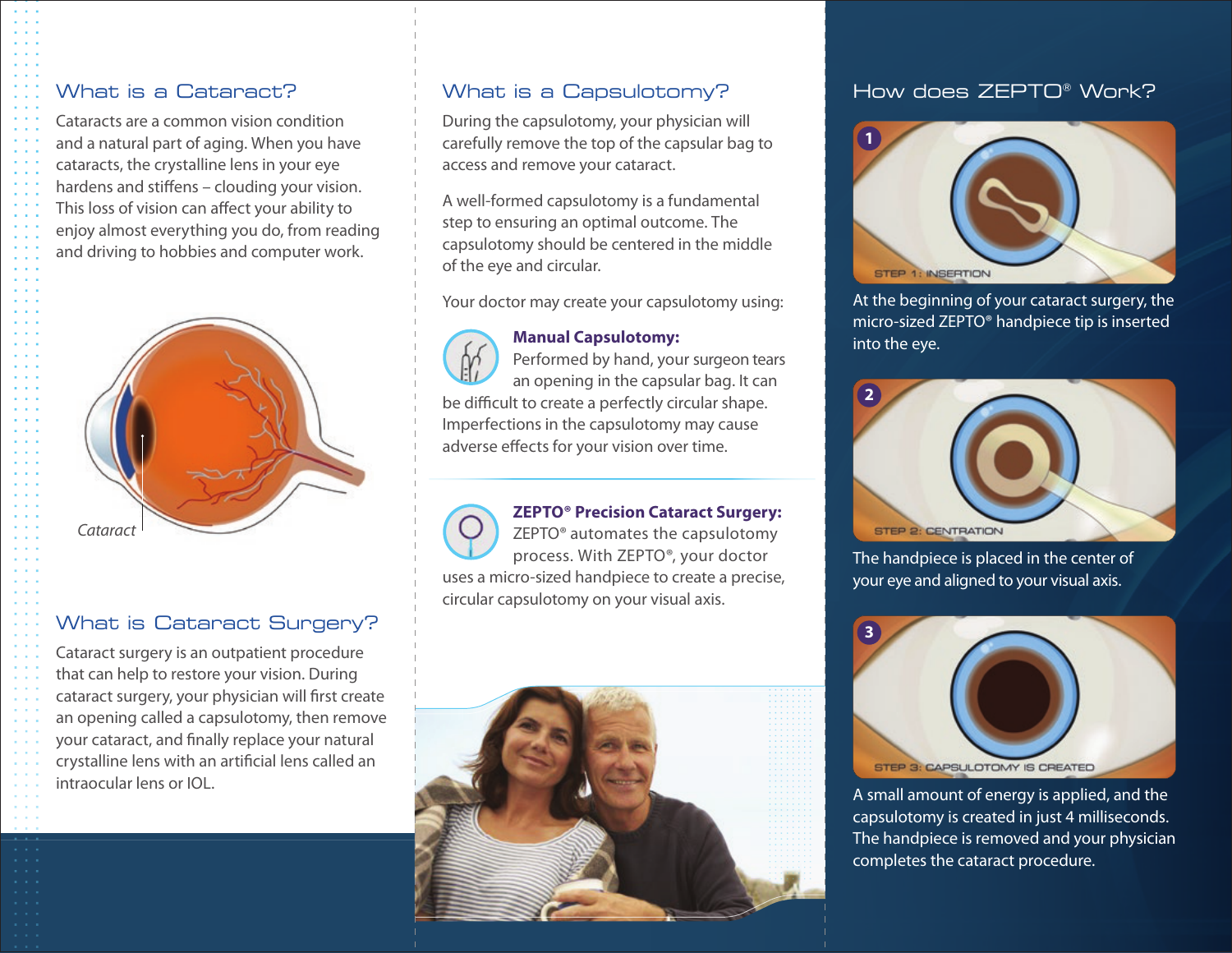## What is a Cataract?

Cataracts are a common vision condition and a natural part of aging. When you have cataracts, the crystalline lens in your eye hardens and stiffens – clouding your vision. This loss of vision can affect your ability to enjoy almost everything you do, from reading and driving to hobbies and computer work.

Cataract

## What is Cataract Surgery?

Cataract surgery is an outpatient procedure that can help to restore your vision. During cataract surgery, your physician will first create an opening called a capsulotomy, then remove your cataract, and finally replace your natural crystalline lens with an artificial lens called an intraocular lens or IOL.

## What is a Capsulotomy?

During the capsulotomy, your physician will carefully remove the top of the capsular bag to access and remove your cataract.

A well-formed capsulotomy is a fundamental step to ensuring an optimal outcome. The capsulotomy should be centered in the middle of the eye and circular.

Your doctor may create your capsulotomy using:

**Manual Capsulotomy:**
Performed by hand, your surgeon tears an opening in the capsular bag. It can be difficult to create a perfectly circular shape. Imperfections in the capsulotomy may cause adverse effects for your vision over time.

**ZEPTO® Precision Cataract Surgery:**
ZEPTO® automates the capsulotomy process. With ZEPTO®, your doctor uses a micro-sized handpiece to create a precise, circular capsulotomy on your visual axis.

## How does ZEPTO® Work?

1

STEP 1: INSERTION

At the beginning of your cataract surgery, the micro-sized ZEPTO® handpiece tip is inserted into the eye.

2

STEP 2: CENTRATION

The handpiece is placed in the center of your eye and aligned to your visual axis.

3

STEP 3: CAPSULOTOMY IS CREATED

A small amount of energy is applied, and the capsulotomy is created in just 4 milliseconds. The handpiece is removed and your physician completes the cataract procedure.